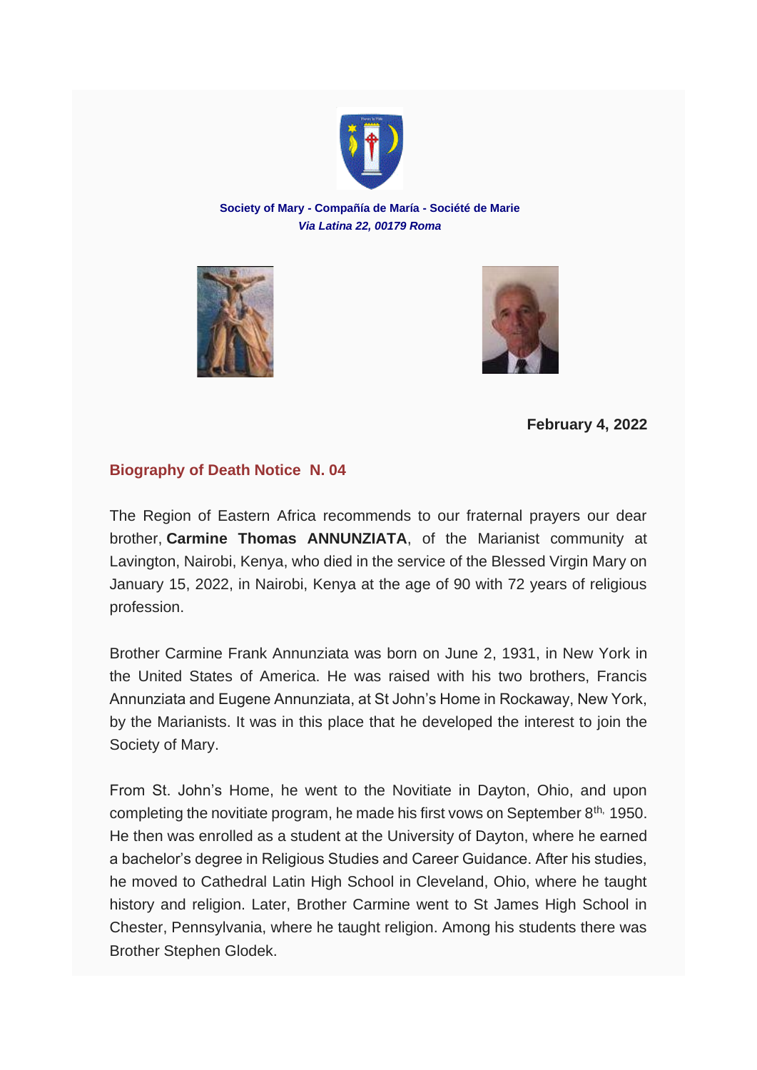**Society of Mary - Compañía de María - Société de Marie**
*Via Latina 22, 00179 Roma*

**February 4, 2022**

## Biography of Death Notice N. 04

The Region of Eastern Africa recommends to our fraternal prayers our dear brother, **Carmine Thomas ANNUNZIATA**, of the Marianist community at Lavington, Nairobi, Kenya, who died in the service of the Blessed Virgin Mary on January 15, 2022, in Nairobi, Kenya at the age of 90 with 72 years of religious profession.

Brother Carmine Frank Annunziata was born on June 2, 1931, in New York in the United States of America. He was raised with his two brothers, Francis Annunziata and Eugene Annunziata, at St John's Home in Rockaway, New York, by the Marianists. It was in this place that he developed the interest to join the Society of Mary.

From St. John's Home, he went to the Novitiate in Dayton, Ohio, and upon completing the novitiate program, he made his first vows on September 8th, 1950. He then was enrolled as a student at the University of Dayton, where he earned a bachelor's degree in Religious Studies and Career Guidance. After his studies, he moved to Cathedral Latin High School in Cleveland, Ohio, where he taught history and religion. Later, Brother Carmine went to St James High School in Chester, Pennsylvania, where he taught religion. Among his students there was Brother Stephen Glodek.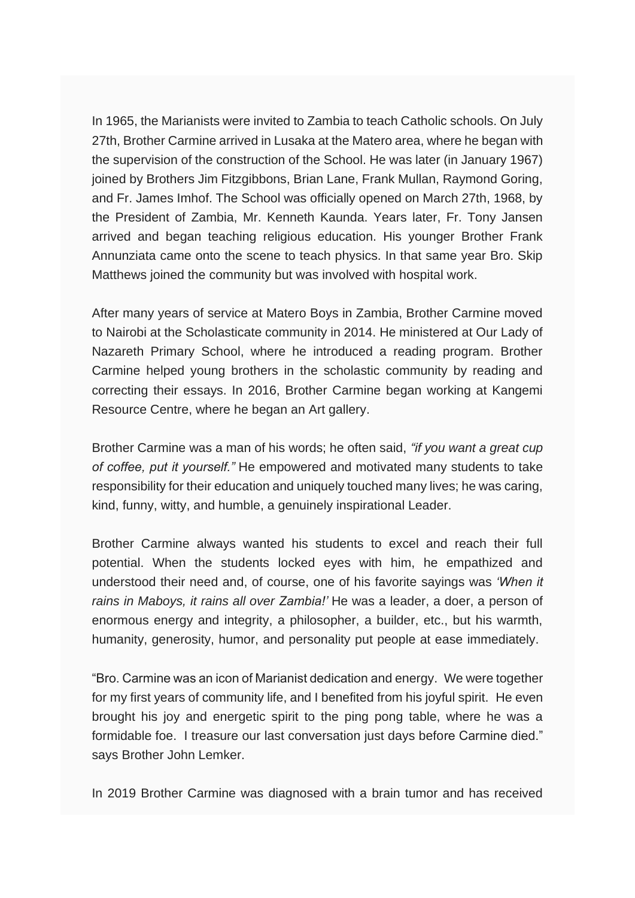In 1965, the Marianists were invited to Zambia to teach Catholic schools. On July 27th, Brother Carmine arrived in Lusaka at the Matero area, where he began with the supervision of the construction of the School. He was later (in January 1967) joined by Brothers Jim Fitzgibbons, Brian Lane, Frank Mullan, Raymond Goring, and Fr. James Imhof. The School was officially opened on March 27th, 1968, by the President of Zambia, Mr. Kenneth Kaunda. Years later, Fr. Tony Jansen arrived and began teaching religious education. His younger Brother Frank Annunziata came onto the scene to teach physics. In that same year Bro. Skip Matthews joined the community but was involved with hospital work.

After many years of service at Matero Boys in Zambia, Brother Carmine moved to Nairobi at the Scholasticate community in 2014. He ministered at Our Lady of Nazareth Primary School, where he introduced a reading program. Brother Carmine helped young brothers in the scholastic community by reading and correcting their essays. In 2016, Brother Carmine began working at Kangemi Resource Centre, where he began an Art gallery.

Brother Carmine was a man of his words; he often said, *"if you want a great cup of coffee, put it yourself."* He empowered and motivated many students to take responsibility for their education and uniquely touched many lives; he was caring, kind, funny, witty, and humble, a genuinely inspirational Leader.

Brother Carmine always wanted his students to excel and reach their full potential. When the students locked eyes with him, he empathized and understood their need and, of course, one of his favorite sayings was *'When it rains in Maboys, it rains all over Zambia!'* He was a leader, a doer, a person of enormous energy and integrity, a philosopher, a builder, etc., but his warmth, humanity, generosity, humor, and personality put people at ease immediately.

"Bro. Carmine was an icon of Marianist dedication and energy. We were together for my first years of community life, and I benefited from his joyful spirit. He even brought his joy and energetic spirit to the ping pong table, where he was a formidable foe. I treasure our last conversation just days before Carmine died." says Brother John Lemker.

In 2019 Brother Carmine was diagnosed with a brain tumor and has received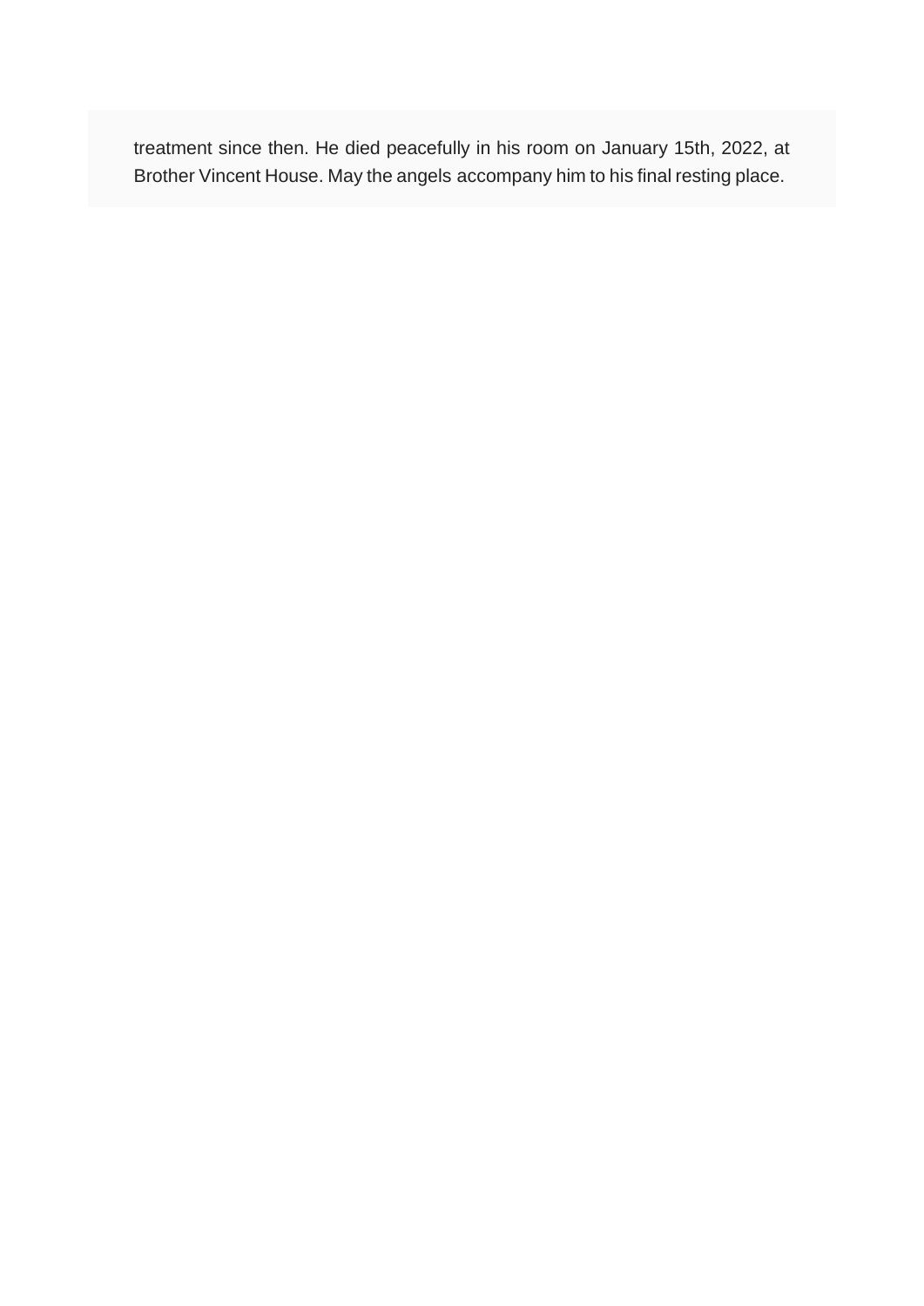treatment since then. He died peacefully in his room on January 15th, 2022, at Brother Vincent House. May the angels accompany him to his final resting place.